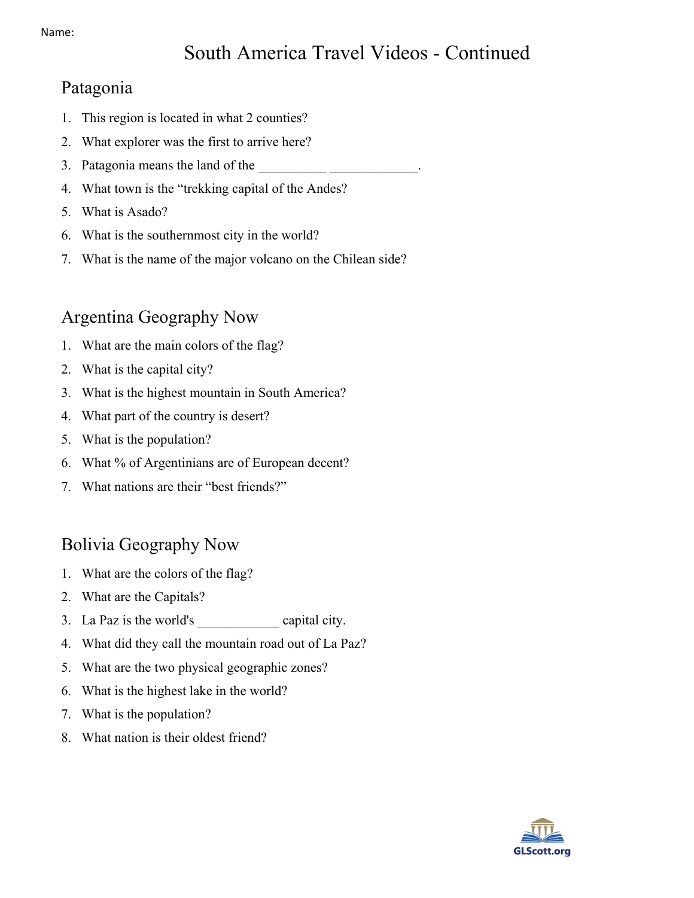Name:

# South America Travel Videos - Continued

## Patagonia

1. This region is located in what 2 counties?
2. What explorer was the first to arrive here?
3. Patagonia means the land of the __________ _____________.
4. What town is the "trekking capital of the Andes?
5. What is Asado?
6. What is the southernmost city in the world?
7. What is the name of the major volcano on the Chilean side?

## Argentina Geography Now

1. What are the main colors of the flag?
2. What is the capital city?
3. What is the highest mountain in South America?
4. What part of the country is desert?
5. What is the population?
6. What % of Argentinians are of European decent?
7. What nations are their "best friends?"

## Bolivia Geography Now

1. What are the colors of the flag?
2. What are the Capitals?
3. La Paz is the world's ____________ capital city.
4. What did they call the mountain road out of La Paz?
5. What are the two physical geographic zones?
6. What is the highest lake in the world?
7. What is the population?
8. What nation is their oldest friend?

GLScott.org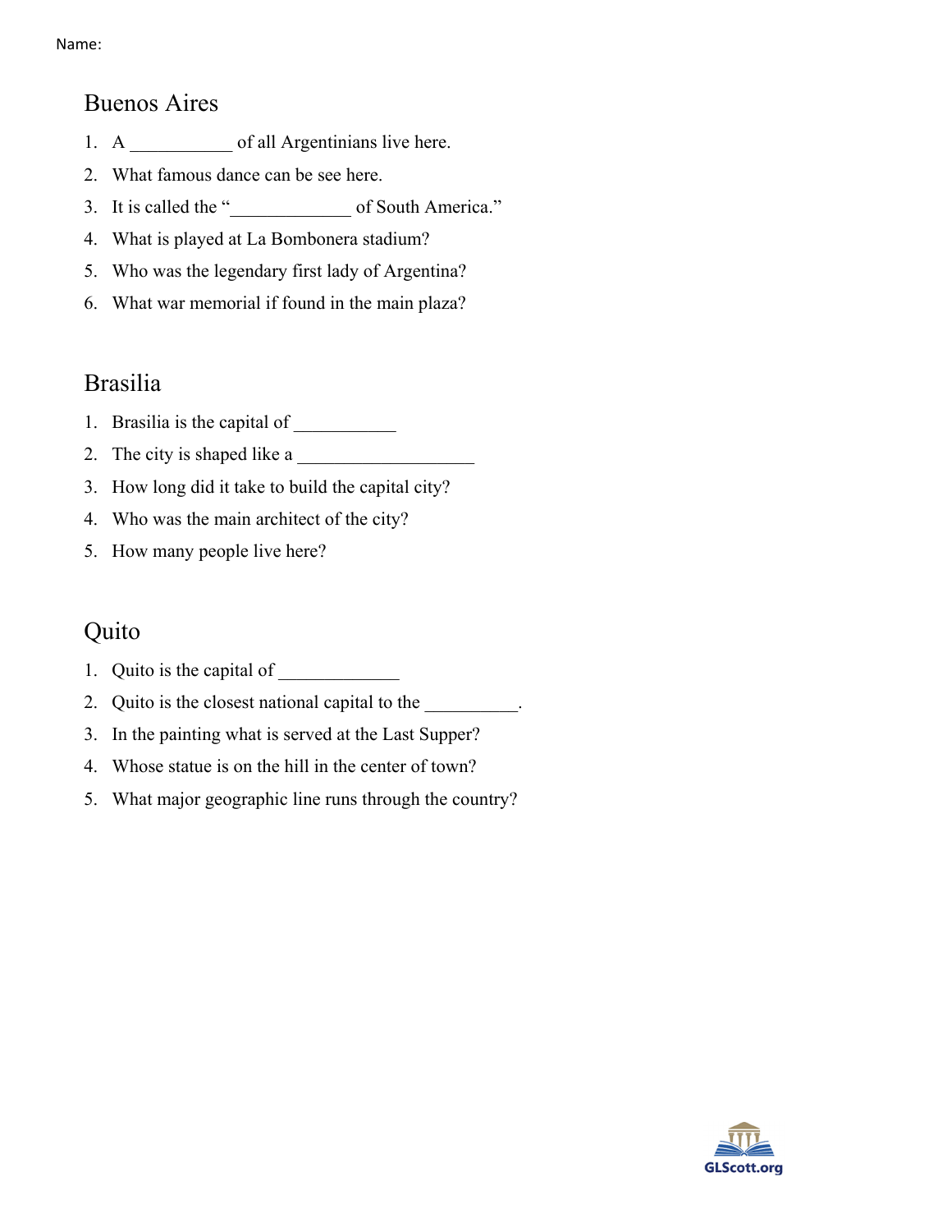Name:

## Buenos Aires

1. A ___________ of all Argentinians live here.
2. What famous dance can be see here.
3. It is called the "_____________ of South America."
4. What is played at La Bombonera stadium?
5. Who was the legendary first lady of Argentina?
6. What war memorial if found in the main plaza?

## Brasilia

1. Brasilia is the capital of ___________
2. The city is shaped like a ___________________
3. How long did it take to build the capital city?
4. Who was the main architect of the city?
5. How many people live here?

## Quito

1. Quito is the capital of _____________
2. Quito is the closest national capital to the __________.
3. In the painting what is served at the Last Supper?
4. Whose statue is on the hill in the center of town?
5. What major geographic line runs through the country?

GLScott.org